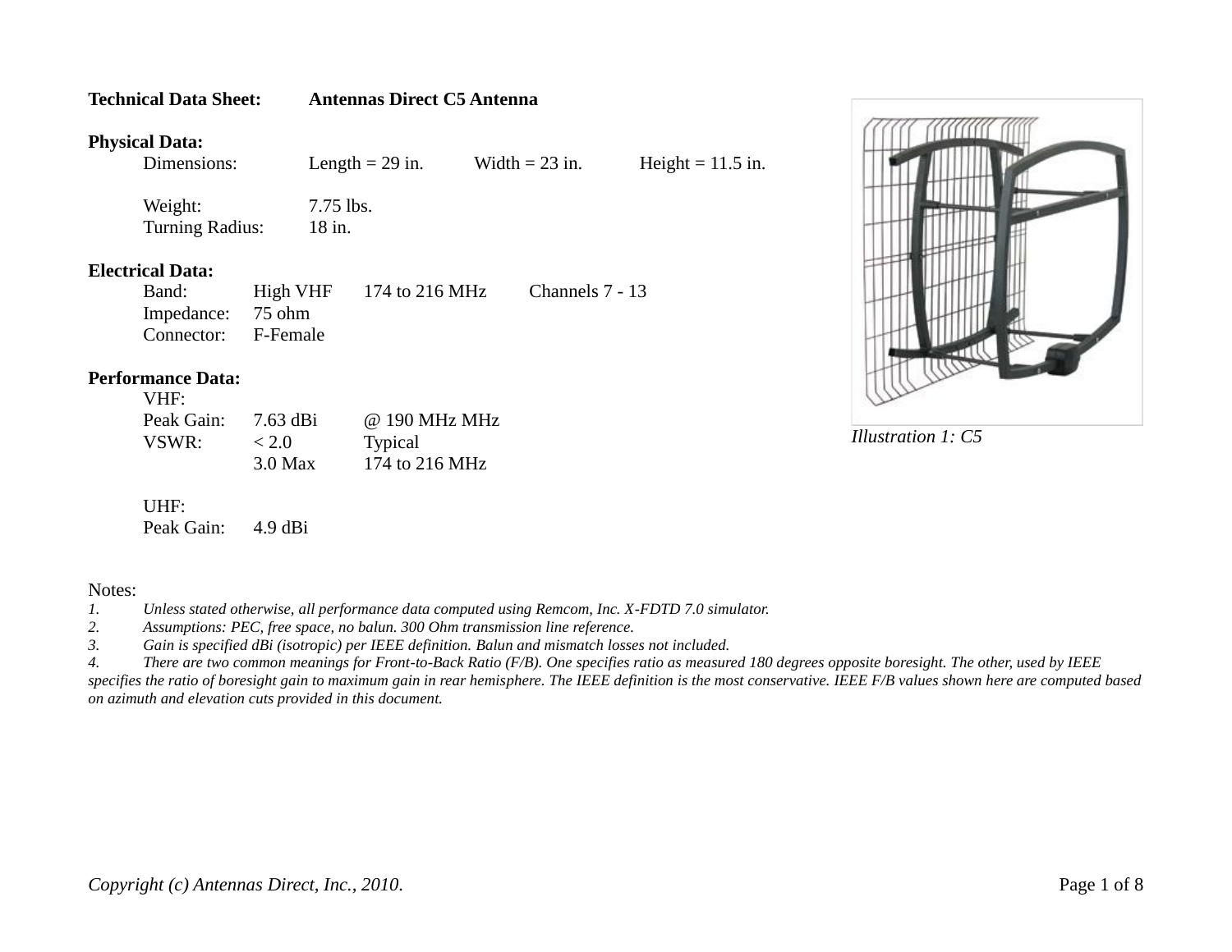**Technical Data Sheet: Antennas Direct C5 Antenna**

**Physical Data:**

| | | | |
|---|---|---|---|
| Dimensions: | Length = 29 in. | Width = 23 in. | Height = 11.5 in. |
| Weight: | 7.75 lbs. | | |
| Turning Radius: | 18 in. | | |

**Electrical Data:**

| | | | |
|---|---|---|---|
| Band: | High VHF | 174 to 216 MHz | Channels 7 - 13 |
| Impedance: | 75 ohm | | |
| Connector: | F-Female | | |

**Performance Data:**

VHF:

| | | |
|---|---|---|
| Peak Gain: | 7.63 dBi | @ 190 MHz MHz |
| VSWR: | < 2.0 | Typical |
| | 3.0 Max | 174 to 216 MHz |

UHF:

| | |
|---|---|
| Peak Gain: | 4.9 dBi |

*Illustration 1: C5*

Notes:

1. *Unless stated otherwise, all performance data computed using Remcom, Inc. X-FDTD 7.0 simulator.*
2. *Assumptions: PEC, free space, no balun. 300 Ohm transmission line reference.*
3. *Gain is specified dBi (isotropic) per IEEE definition. Balun and mismatch losses not included.*
4. *There are two common meanings for Front-to-Back Ratio (F/B). One specifies ratio as measured 180 degrees opposite boresight. The other, used by IEEE specifies the ratio of boresight gain to maximum gain in rear hemisphere. The IEEE definition is the most conservative. IEEE F/B values shown here are computed based on azimuth and elevation cuts provided in this document.*

*Copyright (c) Antennas Direct, Inc., 2010.*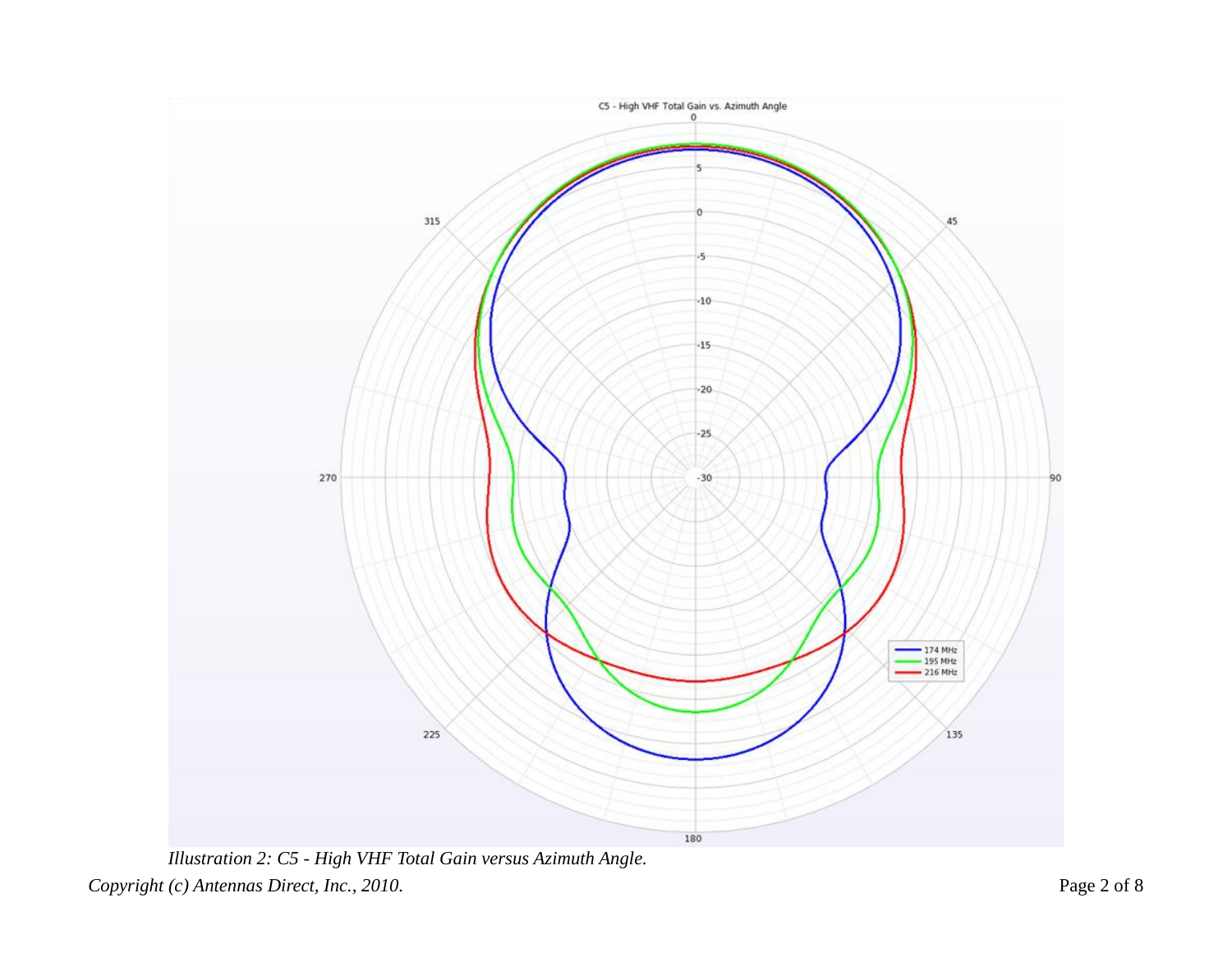*Illustration 2: C5 - High VHF Total Gain versus Azimuth Angle.*

*Copyright (c) Antennas Direct, Inc., 2010.*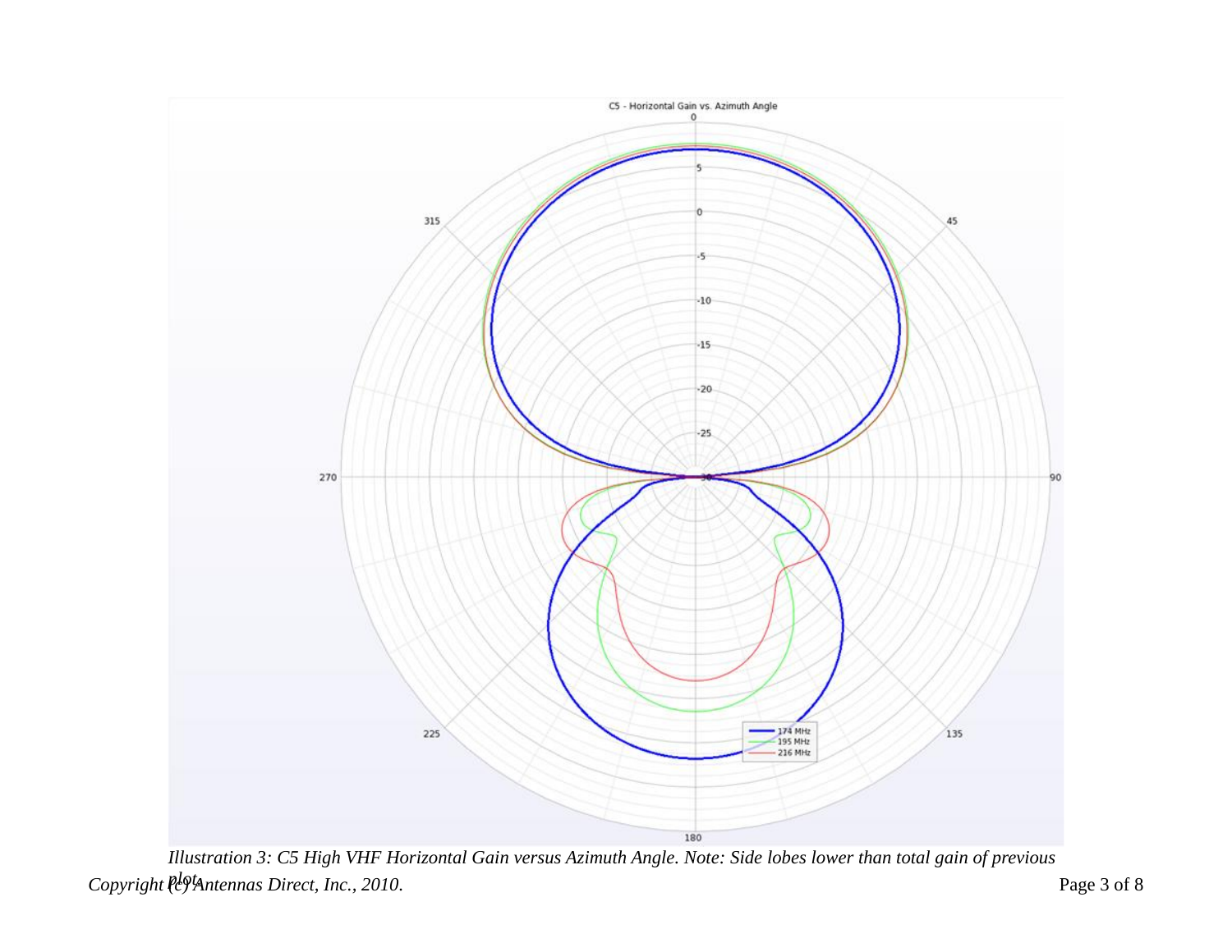Illustration 3: C5 High VHF Horizontal Gain versus Azimuth Angle. Note: Side lobes lower than total gain of previous plots.

*Copyright (c) Antennas Direct, Inc., 2010.*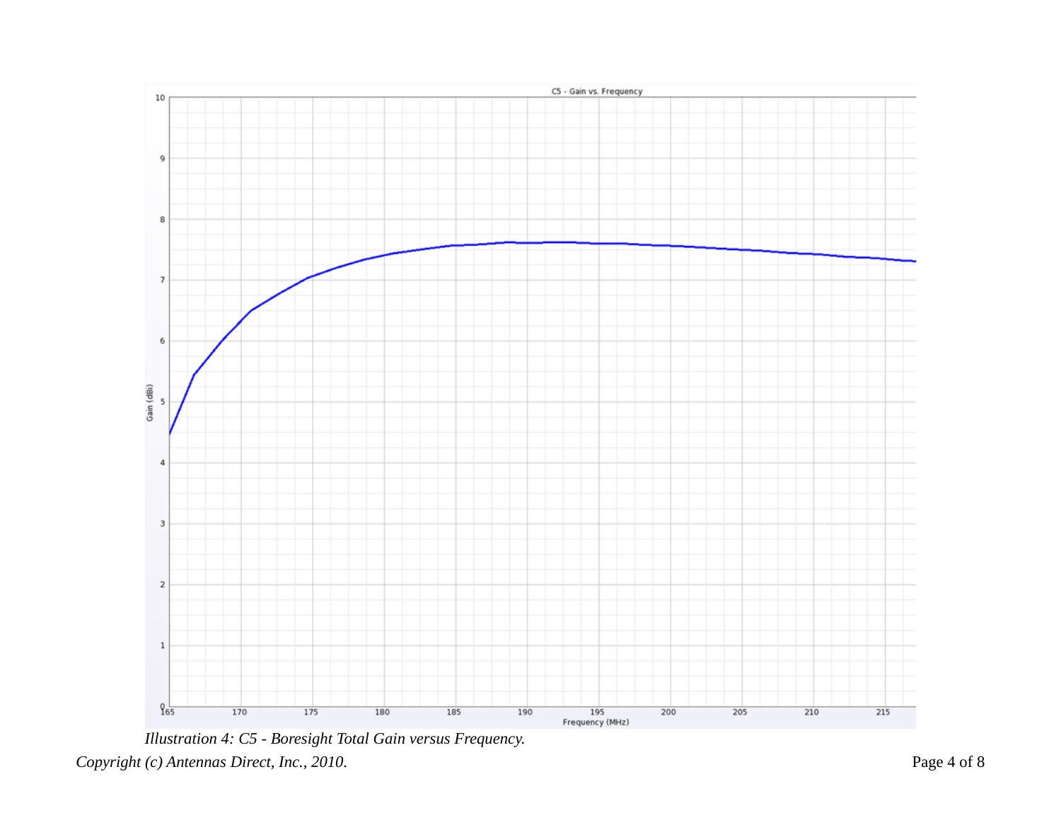*Illustration 4: C5 - Boresight Total Gain versus Frequency.*

*Copyright (c) Antennas Direct, Inc., 2010.*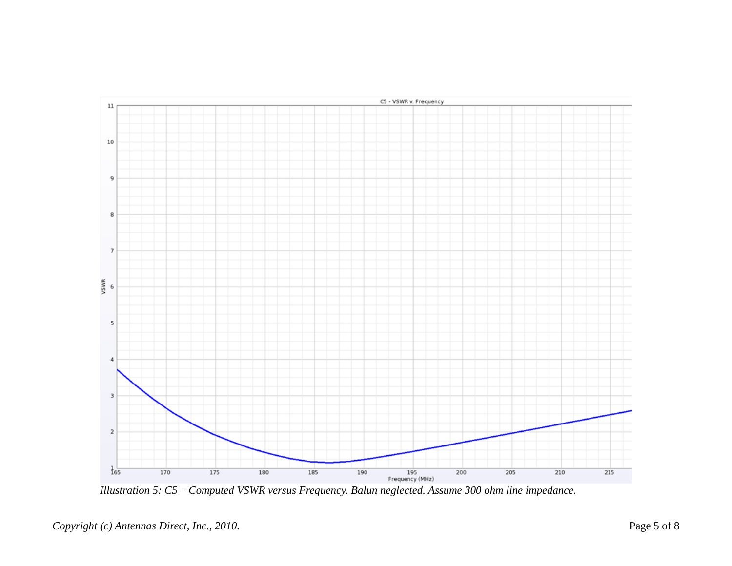*Illustration 5: C5 – Computed VSWR versus Frequency. Balun neglected. Assume 300 ohm line impedance.*

*Copyright (c) Antennas Direct, Inc., 2010.*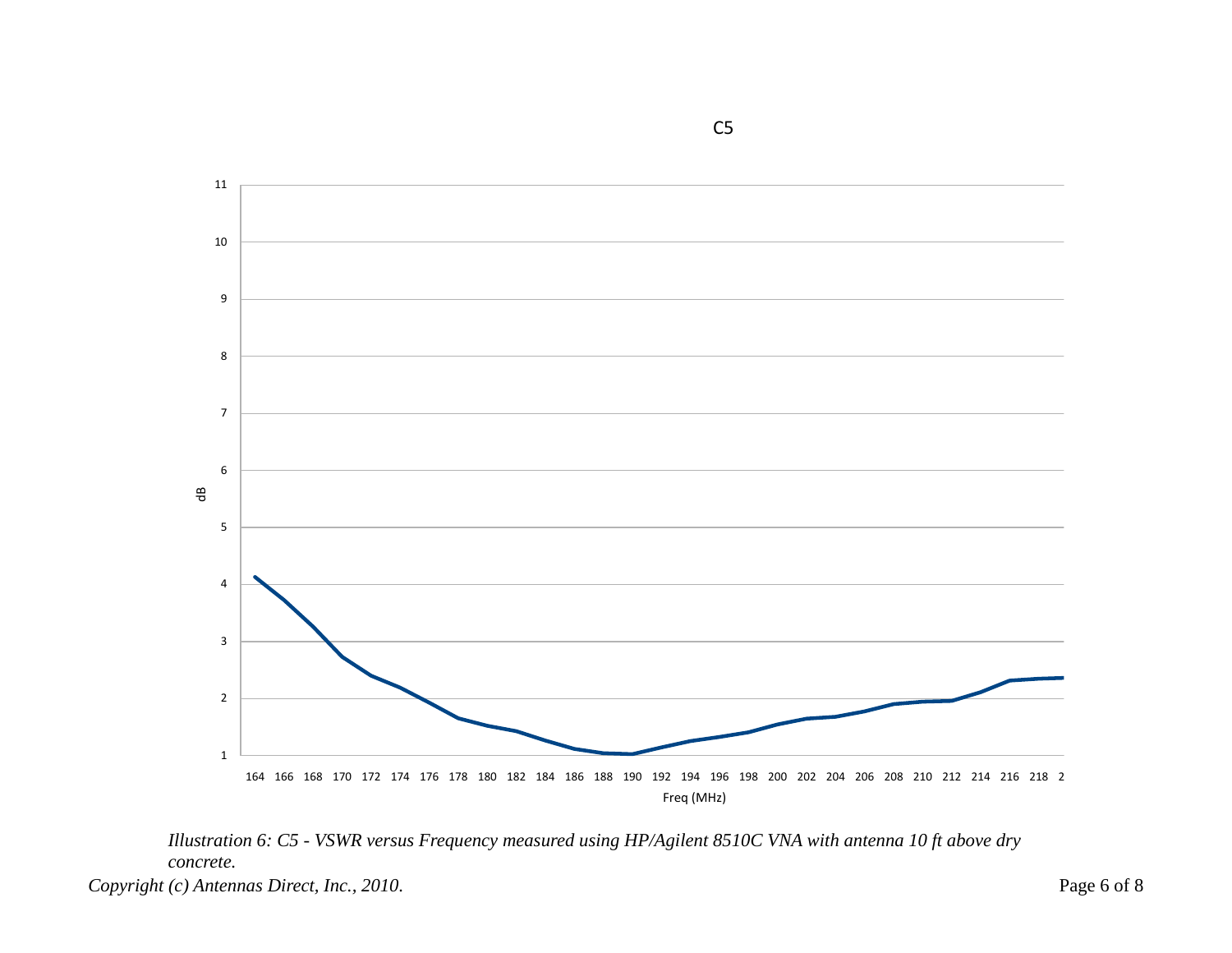C5

*Illustration 6: C5 - VSWR versus Frequency measured using HP/Agilent 8510C VNA with antenna 10 ft above dry concrete.*

*Copyright (c) Antennas Direct, Inc., 2010.*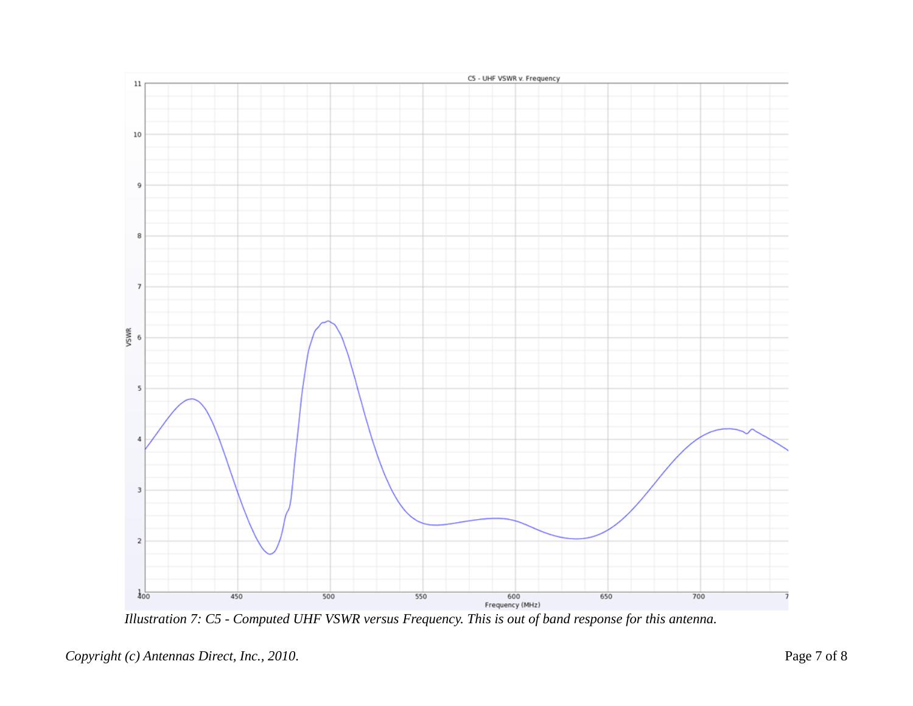*Illustration 7: C5 - Computed UHF VSWR versus Frequency. This is out of band response for this antenna.*

*Copyright (c) Antennas Direct, Inc., 2010.*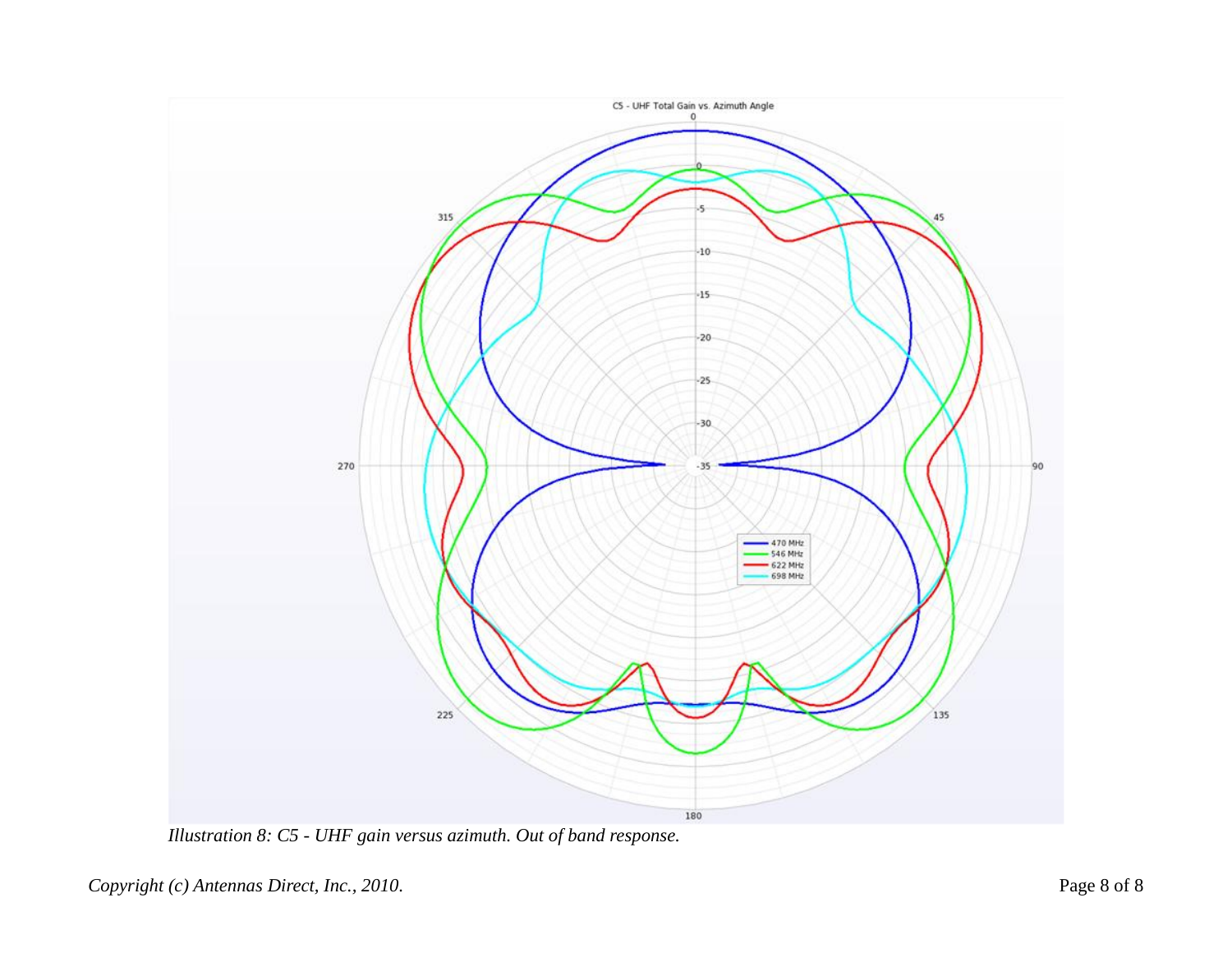C5 - UHF Total Gain vs. Azimuth Angle

0

45

90

135

180

225

270

315

0

-5

-10

-15

-20

-25

-30

-35

470 MHz

546 MHz

622 MHz

698 MHz

*Illustration 8: C5 - UHF gain versus azimuth. Out of band response.*

*Copyright (c) Antennas Direct, Inc., 2010.*